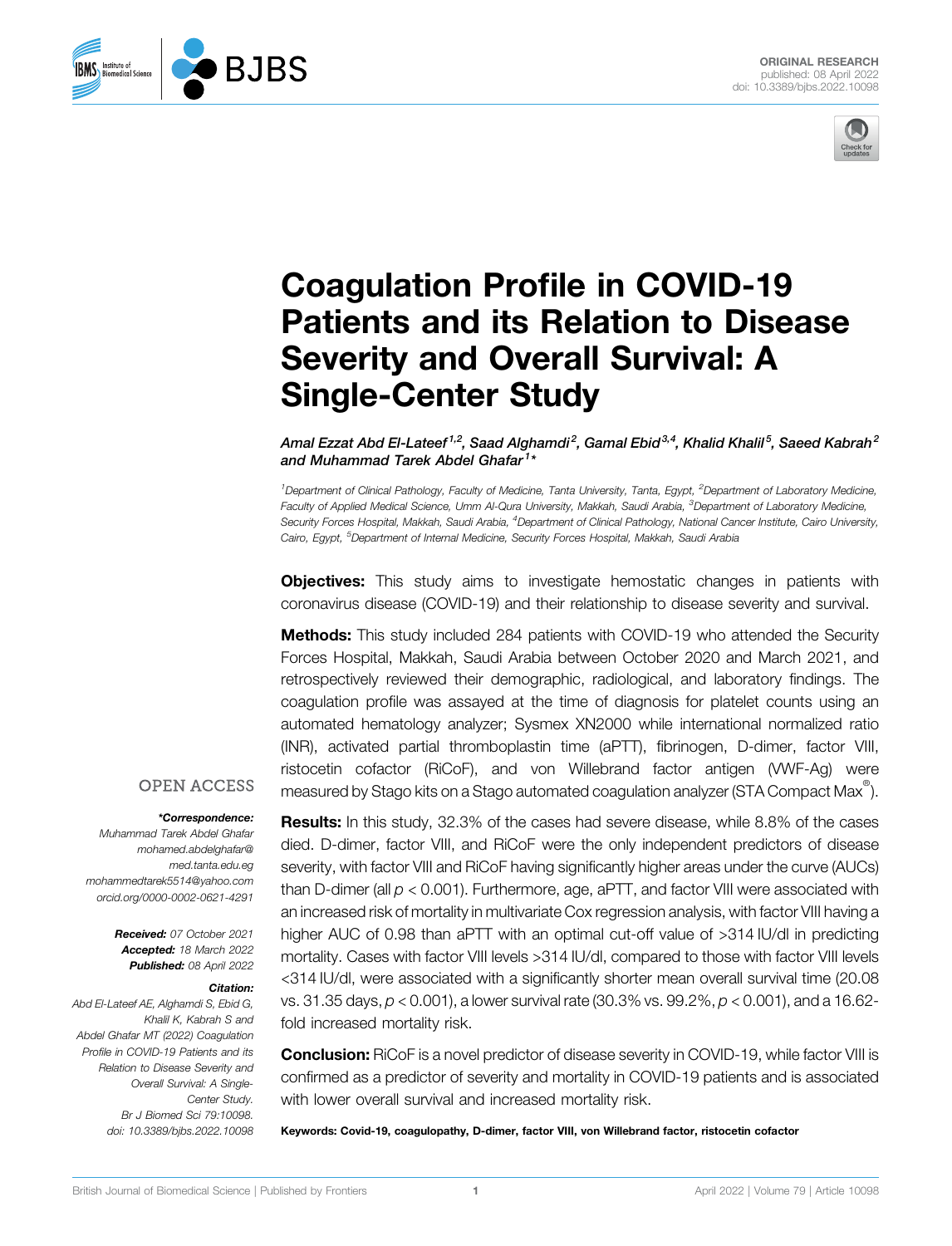ORIGINAL RESEARCH
published: 08 April 2022
doi: 10.3389/bjbs.2022.10098

# Coagulation Profile in COVID-19 Patients and its Relation to Disease Severity and Overall Survival: A Single-Center Study

*Amal Ezzat Abd El-Lateef[1,2], Saad Alghamdi[2], Gamal Ebid[3,4], Khalid Khalil[5], Saeed Kabrah[2] and Muhammad Tarek Abdel Ghafar[1]\**

[1]Department of Clinical Pathology, Faculty of Medicine, Tanta University, Tanta, Egypt, [2]Department of Laboratory Medicine, Faculty of Applied Medical Science, Umm Al-Qura University, Makkah, Saudi Arabia, [3]Department of Laboratory Medicine, Security Forces Hospital, Makkah, Saudi Arabia, [4]Department of Clinical Pathology, National Cancer Institute, Cairo University, Cairo, Egypt, [5]Department of Internal Medicine, Security Forces Hospital, Makkah, Saudi Arabia

**Objectives:** This study aims to investigate hemostatic changes in patients with coronavirus disease (COVID-19) and their relationship to disease severity and survival.

**Methods:** This study included 284 patients with COVID-19 who attended the Security Forces Hospital, Makkah, Saudi Arabia between October 2020 and March 2021, and retrospectively reviewed their demographic, radiological, and laboratory findings. The coagulation profile was assayed at the time of diagnosis for platelet counts using an automated hematology analyzer; Sysmex XN2000 while international normalized ratio (INR), activated partial thromboplastin time (aPTT), fibrinogen, D-dimer, factor VIII, ristocetin cofactor (RiCoF), and von Willebrand factor antigen (VWF-Ag) were measured by Stago kits on a Stago automated coagulation analyzer (STA Compact Max®).

**Results:** In this study, 32.3% of the cases had severe disease, while 8.8% of the cases died. D-dimer, factor VIII, and RiCoF were the only independent predictors of disease severity, with factor VIII and RiCoF having significantly higher areas under the curve (AUCs) than D-dimer (all $p < 0.001$). Furthermore, age, aPTT, and factor VIII were associated with an increased risk of mortality in multivariate Cox regression analysis, with factor VIII having a higher AUC of 0.98 than aPTT with an optimal cut-off value of >314 IU/dl in predicting mortality. Cases with factor VIII levels >314 IU/dl, compared to those with factor VIII levels <314 IU/dl, were associated with a significantly shorter mean overall survival time (20.08 vs. 31.35 days, $p < 0.001$), a lower survival rate (30.3% vs. 99.2%, $p < 0.001$), and a 16.62-fold increased mortality risk.

**Conclusion:** RiCoF is a novel predictor of disease severity in COVID-19, while factor VIII is confirmed as a predictor of severity and mortality in COVID-19 patients and is associated with lower overall survival and increased mortality risk.

**Keywords: Covid-19, coagulopathy, D-dimer, factor VIII, von Willebrand factor, ristocetin cofactor**

OPEN ACCESS

**\*Correspondence:**
Muhammad Tarek Abdel Ghafar
mohamed.abdelghafar@med.tanta.edu.eg
mohammedtarek5514@yahoo.com
orcid.org/0000-0002-0621-4291

**Received:** 07 October 2021
**Accepted:** 18 March 2022
**Published:** 08 April 2022

**Citation:**
Abd El-Lateef AE, Alghamdi S, Ebid G, Khalil K, Kabrah S and Abdel Ghafar MT (2022) Coagulation Profile in COVID-19 Patients and its Relation to Disease Severity and Overall Survival: A Single-Center Study. Br J Biomed Sci 79:10098. doi: 10.3389/bjbs.2022.10098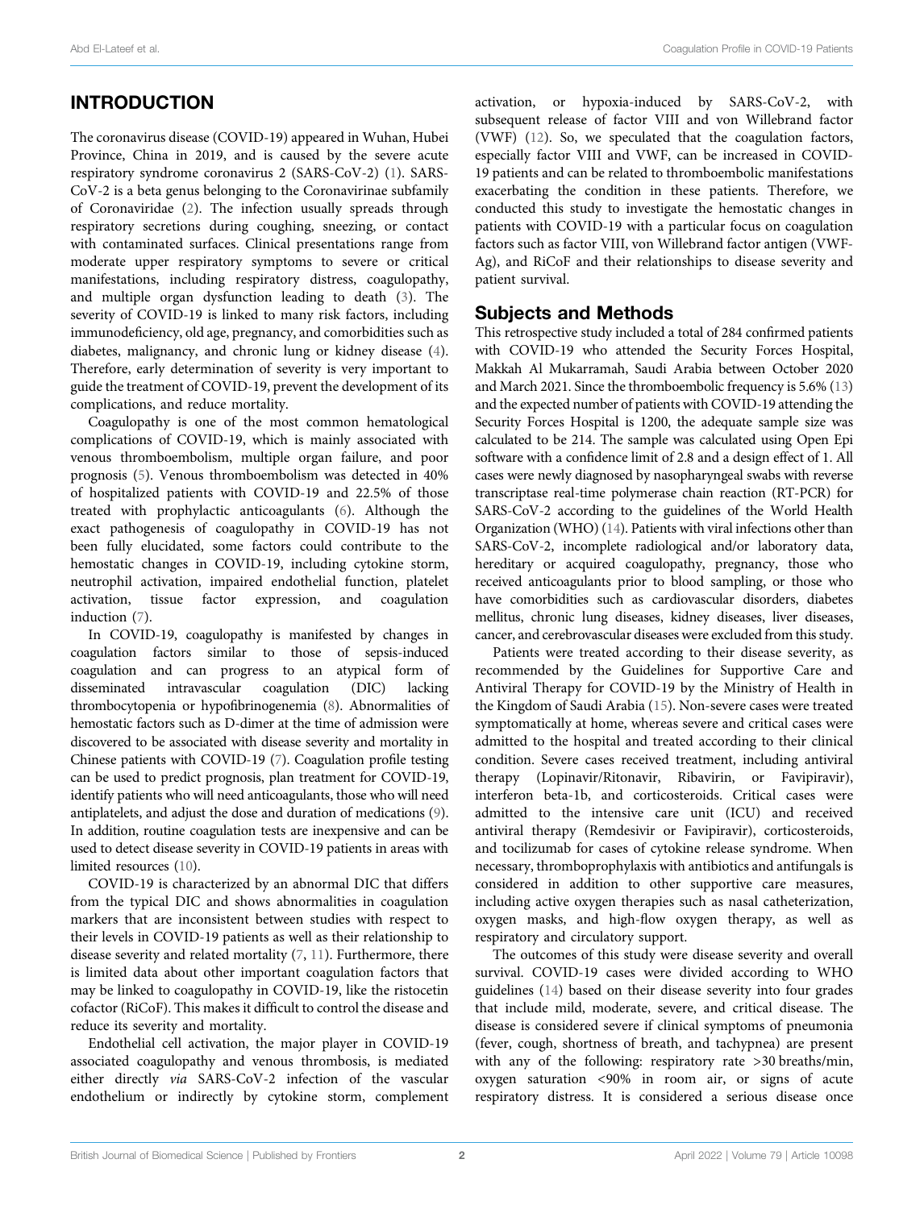## INTRODUCTION

The coronavirus disease (COVID-19) appeared in Wuhan, Hubei Province, China in 2019, and is caused by the severe acute respiratory syndrome coronavirus 2 (SARS-CoV-2) (1). SARS-CoV-2 is a beta genus belonging to the Coronavirinae subfamily of Coronaviridae (2). The infection usually spreads through respiratory secretions during coughing, sneezing, or contact with contaminated surfaces. Clinical presentations range from moderate upper respiratory symptoms to severe or critical manifestations, including respiratory distress, coagulopathy, and multiple organ dysfunction leading to death (3). The severity of COVID-19 is linked to many risk factors, including immunodeficiency, old age, pregnancy, and comorbidities such as diabetes, malignancy, and chronic lung or kidney disease (4). Therefore, early determination of severity is very important to guide the treatment of COVID-19, prevent the development of its complications, and reduce mortality.

Coagulopathy is one of the most common hematological complications of COVID-19, which is mainly associated with venous thromboembolism, multiple organ failure, and poor prognosis (5). Venous thromboembolism was detected in 40% of hospitalized patients with COVID-19 and 22.5% of those treated with prophylactic anticoagulants (6). Although the exact pathogenesis of coagulopathy in COVID-19 has not been fully elucidated, some factors could contribute to the hemostatic changes in COVID-19, including cytokine storm, neutrophil activation, impaired endothelial function, platelet activation, tissue factor expression, and coagulation induction (7).

In COVID-19, coagulopathy is manifested by changes in coagulation factors similar to those of sepsis-induced coagulation and can progress to an atypical form of disseminated intravascular coagulation (DIC) lacking thrombocytopenia or hypofibrinogenemia (8). Abnormalities of hemostatic factors such as D-dimer at the time of admission were discovered to be associated with disease severity and mortality in Chinese patients with COVID-19 (7). Coagulation profile testing can be used to predict prognosis, plan treatment for COVID-19, identify patients who will need anticoagulants, those who will need antiplatelets, and adjust the dose and duration of medications (9). In addition, routine coagulation tests are inexpensive and can be used to detect disease severity in COVID-19 patients in areas with limited resources (10).

COVID-19 is characterized by an abnormal DIC that differs from the typical DIC and shows abnormalities in coagulation markers that are inconsistent between studies with respect to their levels in COVID-19 patients as well as their relationship to disease severity and related mortality (7, 11). Furthermore, there is limited data about other important coagulation factors that may be linked to coagulopathy in COVID-19, like the ristocetin cofactor (RiCoF). This makes it difficult to control the disease and reduce its severity and mortality.

Endothelial cell activation, the major player in COVID-19 associated coagulopathy and venous thrombosis, is mediated either directly *via* SARS-CoV-2 infection of the vascular endothelium or indirectly by cytokine storm, complement activation, or hypoxia-induced by SARS-CoV-2, with subsequent release of factor VIII and von Willebrand factor (VWF) (12). So, we speculated that the coagulation factors, especially factor VIII and VWF, can be increased in COVID-19 patients and can be related to thromboembolic manifestations exacerbating the condition in these patients. Therefore, we conducted this study to investigate the hemostatic changes in patients with COVID-19 with a particular focus on coagulation factors such as factor VIII, von Willebrand factor antigen (VWF-Ag), and RiCoF and their relationships to disease severity and patient survival.

## Subjects and Methods

This retrospective study included a total of 284 confirmed patients with COVID-19 who attended the Security Forces Hospital, Makkah Al Mukarramah, Saudi Arabia between October 2020 and March 2021. Since the thromboembolic frequency is 5.6% (13) and the expected number of patients with COVID-19 attending the Security Forces Hospital is 1200, the adequate sample size was calculated to be 214. The sample was calculated using Open Epi software with a confidence limit of 2.8 and a design effect of 1. All cases were newly diagnosed by nasopharyngeal swabs with reverse transcriptase real-time polymerase chain reaction (RT-PCR) for SARS-CoV-2 according to the guidelines of the World Health Organization (WHO) (14). Patients with viral infections other than SARS-CoV-2, incomplete radiological and/or laboratory data, hereditary or acquired coagulopathy, pregnancy, those who received anticoagulants prior to blood sampling, or those who have comorbidities such as cardiovascular disorders, diabetes mellitus, chronic lung diseases, kidney diseases, liver diseases, cancer, and cerebrovascular diseases were excluded from this study.

Patients were treated according to their disease severity, as recommended by the Guidelines for Supportive Care and Antiviral Therapy for COVID-19 by the Ministry of Health in the Kingdom of Saudi Arabia (15). Non-severe cases were treated symptomatically at home, whereas severe and critical cases were admitted to the hospital and treated according to their clinical condition. Severe cases received treatment, including antiviral therapy (Lopinavir/Ritonavir, Ribavirin, or Favipiravir), interferon beta-1b, and corticosteroids. Critical cases were admitted to the intensive care unit (ICU) and received antiviral therapy (Remdesivir or Favipiravir), corticosteroids, and tocilizumab for cases of cytokine release syndrome. When necessary, thromboprophylaxis with antibiotics and antifungals is considered in addition to other supportive care measures, including active oxygen therapies such as nasal catheterization, oxygen masks, and high-flow oxygen therapy, as well as respiratory and circulatory support.

The outcomes of this study were disease severity and overall survival. COVID-19 cases were divided according to WHO guidelines (14) based on their disease severity into four grades that include mild, moderate, severe, and critical disease. The disease is considered severe if clinical symptoms of pneumonia (fever, cough, shortness of breath, and tachypnea) are present with any of the following: respiratory rate >30 breaths/min, oxygen saturation <90% in room air, or signs of acute respiratory distress. It is considered a serious disease once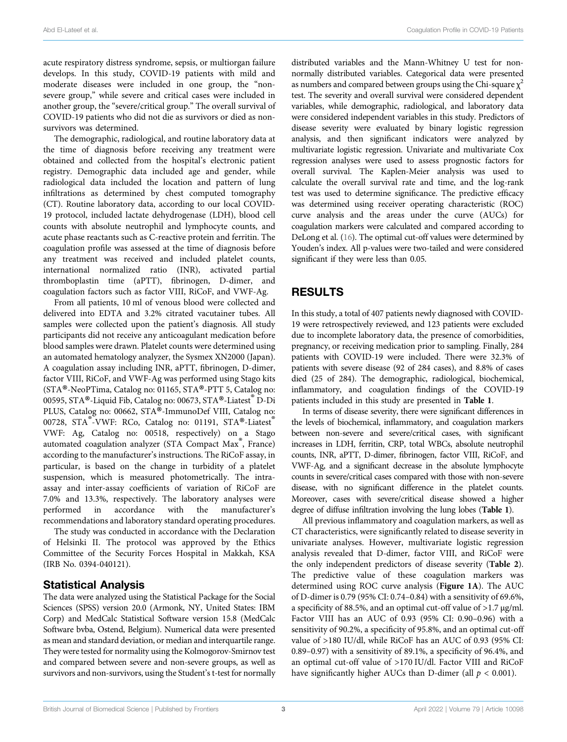acute respiratory distress syndrome, sepsis, or multiorgan failure develops. In this study, COVID-19 patients with mild and moderate diseases were included in one group, the "non-severe group," while severe and critical cases were included in another group, the "severe/critical group." The overall survival of COVID-19 patients who did not die as survivors or died as non-survivors was determined.

The demographic, radiological, and routine laboratory data at the time of diagnosis before receiving any treatment were obtained and collected from the hospital's electronic patient registry. Demographic data included age and gender, while radiological data included the location and pattern of lung infiltrations as determined by chest computed tomography (CT). Routine laboratory data, according to our local COVID-19 protocol, included lactate dehydrogenase (LDH), blood cell counts with absolute neutrophil and lymphocyte counts, and acute phase reactants such as C-reactive protein and ferritin. The coagulation profile was assessed at the time of diagnosis before any treatment was received and included platelet counts, international normalized ratio (INR), activated partial thromboplastin time (aPTT), fibrinogen, D-dimer, and coagulation factors such as factor VIII, RiCoF, and VWF-Ag.

From all patients, 10 ml of venous blood were collected and delivered into EDTA and 3.2% citrated vacutainer tubes. All samples were collected upon the patient's diagnosis. All study participants did not receive any anticoagulant medication before blood samples were drawn. Platelet counts were determined using an automated hematology analyzer, the Sysmex XN2000 (Japan). A coagulation assay including INR, aPTT, fibrinogen, D-dimer, factor VIII, RiCoF, and VWF-Ag was performed using Stago kits (STA®-NeoPTima, Catalog no: 01165, STA®-PTT 5, Catalog no: 00595, STA®-Liquid Fib, Catalog no: 00673, STA®-Liatest® D-Di PLUS, Catalog no: 00662, STA®-ImmunoDef VIII, Catalog no: 00728, STA®-VWF: RCo, Catalog no: 01191, STA®-Liatest® VWF: Ag, Catalog no: 00518, respectively) on a Stago automated coagulation analyzer (STA Compact Max®, France) according to the manufacturer's instructions. The RiCoF assay, in particular, is based on the change in turbidity of a platelet suspension, which is measured photometrically. The intra-assay and inter-assay coefficients of variation of RiCoF are 7.0% and 13.3%, respectively. The laboratory analyses were performed in accordance with the manufacturer's recommendations and laboratory standard operating procedures.

The study was conducted in accordance with the Declaration of Helsinki II. The protocol was approved by the Ethics Committee of the Security Forces Hospital in Makkah, KSA (IRB No. 0394-040121).

## Statistical Analysis

The data were analyzed using the Statistical Package for the Social Sciences (SPSS) version 20.0 (Armonk, NY, United States: IBM Corp) and MedCalc Statistical Software version 15.8 (MedCalc Software bvba, Ostend, Belgium). Numerical data were presented as mean and standard deviation, or median and interquartile range. They were tested for normality using the Kolmogorov-Smirnov test and compared between severe and non-severe groups, as well as survivors and non-survivors, using the Student's t-test for normally distributed variables and the Mann-Whitney U test for non-normally distributed variables. Categorical data were presented as numbers and compared between groups using the Chi-square $\chi^2$ test. The severity and overall survival were considered dependent variables, while demographic, radiological, and laboratory data were considered independent variables in this study. Predictors of disease severity were evaluated by binary logistic regression analysis, and then significant indicators were analyzed by multivariate logistic regression. Univariate and multivariate Cox regression analyses were used to assess prognostic factors for overall survival. The Kaplen-Meier analysis was used to calculate the overall survival rate and time, and the log-rank test was used to determine significance. The predictive efficacy was determined using receiver operating characteristic (ROC) curve analysis and the areas under the curve (AUCs) for coagulation markers were calculated and compared according to DeLong et al. (16). The optimal cut-off values were determined by Youden's index. All p-values were two-tailed and were considered significant if they were less than 0.05.

# RESULTS

In this study, a total of 407 patients newly diagnosed with COVID-19 were retrospectively reviewed, and 123 patients were excluded due to incomplete laboratory data, the presence of comorbidities, pregnancy, or receiving medication prior to sampling. Finally, 284 patients with COVID-19 were included. There were 32.3% of patients with severe disease (92 of 284 cases), and 8.8% of cases died (25 of 284). The demographic, radiological, biochemical, inflammatory, and coagulation findings of the COVID-19 patients included in this study are presented in **Table 1**.

In terms of disease severity, there were significant differences in the levels of biochemical, inflammatory, and coagulation markers between non-severe and severe/critical cases, with significant increases in LDH, ferritin, CRP, total WBCs, absolute neutrophil counts, INR, aPTT, D-dimer, fibrinogen, factor VIII, RiCoF, and VWF-Ag, and a significant decrease in the absolute lymphocyte counts in severe/critical cases compared with those with non-severe disease, with no significant difference in the platelet counts. Moreover, cases with severe/critical disease showed a higher degree of diffuse infiltration involving the lung lobes (**Table 1**).

All previous inflammatory and coagulation markers, as well as CT characteristics, were significantly related to disease severity in univariate analyses. However, multivariate logistic regression analysis revealed that D-dimer, factor VIII, and RiCoF were the only independent predictors of disease severity (**Table 2**). The predictive value of these coagulation markers was determined using ROC curve analysis (**Figure 1A**). The AUC of D-dimer is 0.79 (95% CI: 0.74–0.84) with a sensitivity of 69.6%, a specificity of 88.5%, and an optimal cut-off value of >1.7 μg/ml. Factor VIII has an AUC of 0.93 (95% CI: 0.90–0.96) with a sensitivity of 90.2%, a specificity of 95.8%, and an optimal cut-off value of >180 IU/dl, while RiCoF has an AUC of 0.93 (95% CI: 0.89–0.97) with a sensitivity of 89.1%, a specificity of 96.4%, and an optimal cut-off value of >170 IU/dl. Factor VIII and RiCoF have significantly higher AUCs than D-dimer (all $p < 0.001$).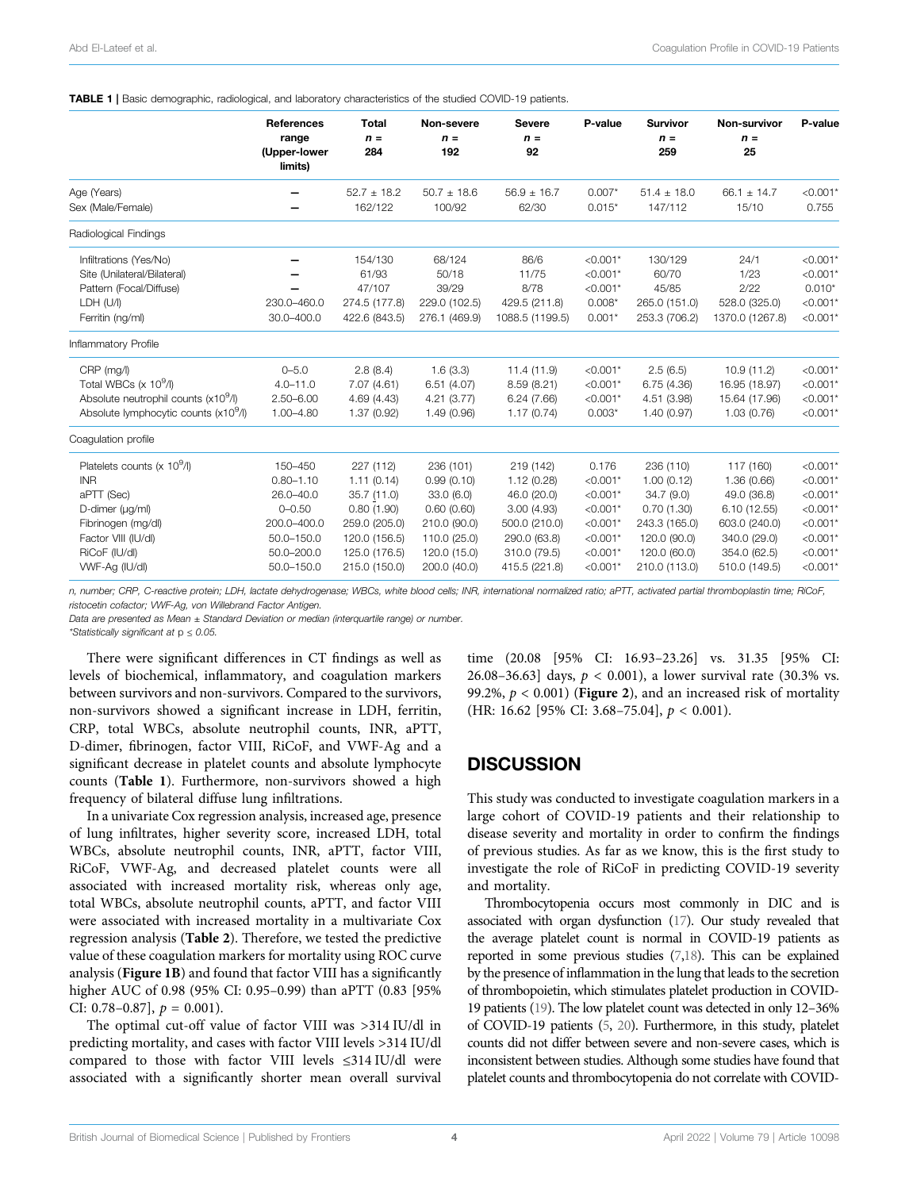**TABLE 1** | Basic demographic, radiological, and laboratory characteristics of the studied COVID-19 patients.

| | References range (Upper-lower limits) | Total n = 284 | Non-severe n = 192 | Severe n = 92 | P-value | Survivor n = 259 | Non-survivor n = 25 | P-value |
|---|---|---|---|---|---|---|---|---|
| Age (Years) | – | 52.7 ± 18.2 | 50.7 ± 18.6 | 56.9 ± 16.7 | 0.007* | 51.4 ± 18.0 | 66.1 ± 14.7 | <0.001* |
| Sex (Male/Female) | – | 162/122 | 100/92 | 62/30 | 0.015* | 147/112 | 15/10 | 0.755 |
| **Radiological Findings** | | | | | | | | |
| Infiltrations (Yes/No) | – | 154/130 | 68/124 | 86/6 | <0.001* | 130/129 | 24/1 | <0.001* |
| Site (Unilateral/Bilateral) | – | 61/93 | 50/18 | 11/75 | <0.001* | 60/70 | 1/23 | <0.001* |
| Pattern (Focal/Diffuse) | – | 47/107 | 39/29 | 8/78 | <0.001* | 45/85 | 2/22 | 0.010* |
| LDH (U/l) | 230.0–460.0 | 274.5 (177.8) | 229.0 (102.5) | 429.5 (211.8) | 0.008* | 265.0 (151.0) | 528.0 (325.0) | <0.001* |
| Ferritin (ng/ml) | 30.0–400.0 | 422.6 (843.5) | 276.1 (469.9) | 1088.5 (1199.5) | 0.001* | 253.3 (706.2) | 1370.0 (1267.8) | <0.001* |
| **Inflammatory Profile** | | | | | | | | |
| CRP (mg/l) | 0–5.0 | 2.8 (8.4) | 1.6 (3.3) | 11.4 (11.9) | <0.001* | 2.5 (6.5) | 10.9 (11.2) | <0.001* |
| Total WBCs (x $10^9$/l) | 4.0–11.0 | 7.07 (4.61) | 6.51 (4.07) | 8.59 (8.21) | <0.001* | 6.75 (4.36) | 16.95 (18.97) | <0.001* |
| Absolute neutrophil counts (x$10^9$/l) | 2.50–6.00 | 4.69 (4.43) | 4.21 (3.77) | 6.24 (7.66) | <0.001* | 4.51 (3.98) | 15.64 (17.96) | <0.001* |
| Absolute lymphocytic counts (x$10^9$/l) | 1.00–4.80 | 1.37 (0.92) | 1.49 (0.96) | 1.17 (0.74) | 0.003* | 1.40 (0.97) | 1.03 (0.76) | <0.001* |
| **Coagulation profile** | | | | | | | | |
| Platelets counts (x $10^9$/l) | 150–450 | 227 (112) | 236 (101) | 219 (142) | 0.176 | 236 (110) | 117 (160) | <0.001* |
| INR | 0.80–1.10 | 1.11 (0.14) | 0.99 (0.10) | 1.12 (0.28) | <0.001* | 1.00 (0.12) | 1.36 (0.66) | <0.001* |
| aPTT (Sec) | 26.0–40.0 | 35.7 (11.0) | 33.0 (6.0) | 46.0 (20.0) | <0.001* | 34.7 (9.0) | 49.0 (36.8) | <0.001* |
| D-dimer (μg/ml) | 0–0.50 | 0.80 (1.90) | 0.60 (0.60) | 3.00 (4.93) | <0.001* | 0.70 (1.30) | 6.10 (12.55) | <0.001* |
| Fibrinogen (mg/dl) | 200.0–400.0 | 259.0 (205.0) | 210.0 (90.0) | 500.0 (210.0) | <0.001* | 243.3 (165.0) | 603.0 (240.0) | <0.001* |
| Factor VIII (IU/dl) | 50.0–150.0 | 120.0 (156.5) | 110.0 (25.0) | 290.0 (63.8) | <0.001* | 120.0 (90.0) | 340.0 (29.0) | <0.001* |
| RiCoF (IU/dl) | 50.0–200.0 | 125.0 (176.5) | 120.0 (15.0) | 310.0 (79.5) | <0.001* | 120.0 (60.0) | 354.0 (62.5) | <0.001* |
| VWF-Ag (IU/dl) | 50.0–150.0 | 215.0 (150.0) | 200.0 (40.0) | 415.5 (221.8) | <0.001* | 210.0 (113.0) | 510.0 (149.5) | <0.001* |

*n, number; CRP, C-reactive protein; LDH, lactate dehydrogenase; WBCs, white blood cells; INR, international normalized ratio; aPTT, activated partial thromboplastin time; RiCoF, ristocetin cofactor; VWF-Ag, von Willebrand Factor Antigen.*
*Data are presented as Mean ± Standard Deviation or median (interquartile range) or number.*
*\*Statistically significant at p ≤ 0.05.*

There were significant differences in CT findings as well as levels of biochemical, inflammatory, and coagulation markers between survivors and non-survivors. Compared to the survivors, non-survivors showed a significant increase in LDH, ferritin, CRP, total WBCs, absolute neutrophil counts, INR, aPTT, D-dimer, fibrinogen, factor VIII, RiCoF, and VWF-Ag and a significant decrease in platelet counts and absolute lymphocyte counts (**Table 1**). Furthermore, non-survivors showed a high frequency of bilateral diffuse lung infiltrations.

In a univariate Cox regression analysis, increased age, presence of lung infiltrates, higher severity score, increased LDH, total WBCs, absolute neutrophil counts, INR, aPTT, factor VIII, RiCoF, VWF-Ag, and decreased platelet counts were all associated with increased mortality risk, whereas only age, total WBCs, absolute neutrophil counts, aPTT, and factor VIII were associated with increased mortality in a multivariate Cox regression analysis (**Table 2**). Therefore, we tested the predictive value of these coagulation markers for mortality using ROC curve analysis (**Figure 1B**) and found that factor VIII has a significantly higher AUC of 0.98 (95% CI: 0.95–0.99) than aPTT (0.83 [95% CI: 0.78–0.87], $p = 0.001$).

The optimal cut-off value of factor VIII was >314 IU/dl in predicting mortality, and cases with factor VIII levels >314 IU/dl compared to those with factor VIII levels ≤314 IU/dl were associated with a significantly shorter mean overall survival time (20.08 [95% CI: 16.93–23.26] vs. 31.35 [95% CI: 26.08–36.63] days, $p < 0.001$), a lower survival rate (30.3% vs. 99.2%, $p < 0.001$) (**Figure 2**), and an increased risk of mortality (HR: 16.62 [95% CI: 3.68–75.04], $p < 0.001$).

## DISCUSSION

This study was conducted to investigate coagulation markers in a large cohort of COVID-19 patients and their relationship to disease severity and mortality in order to confirm the findings of previous studies. As far as we know, this is the first study to investigate the role of RiCoF in predicting COVID-19 severity and mortality.

Thrombocytopenia occurs most commonly in DIC and is associated with organ dysfunction (17). Our study revealed that the average platelet count is normal in COVID-19 patients as reported in some previous studies (7,18). This can be explained by the presence of inflammation in the lung that leads to the secretion of thrombopoietin, which stimulates platelet production in COVID-19 patients (19). The low platelet count was detected in only 12–36% of COVID-19 patients (5, 20). Furthermore, in this study, platelet counts did not differ between severe and non-severe cases, which is inconsistent between studies. Although some studies have found that platelet counts and thrombocytopenia do not correlate with COVID-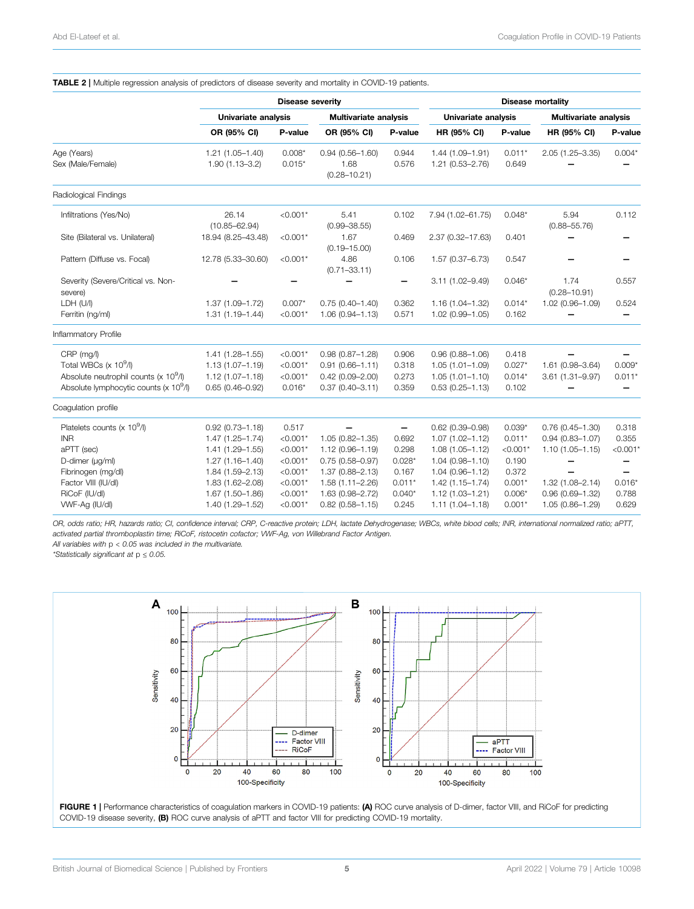**TABLE 2** | Multiple regression analysis of predictors of disease severity and mortality in COVID-19 patients.

| | Disease severity | | | | Disease mortality | | | |
|---|---|---|---|---|---|---|---|---|
| | Univariate analysis | | Multivariate analysis | | Univariate analysis | | Multivariate analysis | |
| | OR (95% CI) | P-value | OR (95% CI) | P-value | HR (95% CI) | P-value | HR (95% CI) | P-value |
| Age (Years) | 1.21 (1.05–1.40) | 0.008* | 0.94 (0.56–1.60) | 0.944 | 1.44 (1.09–1.91) | 0.011* | 2.05 (1.25–3.35) | 0.004* |
| Sex (Male/Female) | 1.90 (1.13–3.2) | 0.015* | 1.68 (0.28–10.21) | 0.576 | 1.21 (0.53–2.76) | 0.649 | – | – |
| **Radiological Findings** | | | | | | | | |
| Infiltrations (Yes/No) | 26.14 (10.85–62.94) | <0.001* | 5.41 (0.99–38.55) | 0.102 | 7.94 (1.02–61.75) | 0.048* | 5.94 (0.88–55.76) | 0.112 |
| Site (Bilateral vs. Unilateral) | 18.94 (8.25–43.48) | <0.001* | 1.67 (0.19–15.00) | 0.469 | 2.37 (0.32–17.63) | 0.401 | – | – |
| Pattern (Diffuse vs. Focal) | 12.78 (5.33–30.60) | <0.001* | 4.86 (0.71–33.11) | 0.106 | 1.57 (0.37–6.73) | 0.547 | – | – |
| Severity (Severe/Critical vs. Non-severe) | – | – | – | – | 3.11 (1.02–9.49) | 0.046* | 1.74 (0.28–10.91) | 0.557 |
| LDH (U/l) | 1.37 (1.09–1.72) | 0.007* | 0.75 (0.40–1.40) | 0.362 | 1.16 (1.04–1.32) | 0.014* | 1.02 (0.96–1.09) | 0.524 |
| Ferritin (ng/ml) | 1.31 (1.19–1.44) | <0.001* | 1.06 (0.94–1.13) | 0.571 | 1.02 (0.99–1.05) | 0.162 | – | – |
| **Inflammatory Profile** | | | | | | | | |
| CRP (mg/l) | 1.41 (1.28–1.55) | <0.001* | 0.98 (0.87–1.28) | 0.906 | 0.96 (0.88–1.06) | 0.418 | – | – |
| Total WBCs (x $10^9$/l) | 1.13 (1.07–1.19) | <0.001* | 0.91 (0.66–1.11) | 0.318 | 1.05 (1.01–1.09) | 0.027* | 1.61 (0.98–3.64) | 0.009* |
| Absolute neutrophil counts (x $10^9$/l) | 1.12 (1.07–1.18) | <0.001* | 0.42 (0.09–2.00) | 0.273 | 1.05 (1.01–1.10) | 0.014* | 3.61 (1.31–9.97) | 0.011* |
| Absolute lymphocytic counts (x $10^9$/l) | 0.65 (0.46–0.92) | 0.016* | 0.37 (0.40–3.11) | 0.359 | 0.53 (0.25–1.13) | 0.102 | – | – |
| **Coagulation profile** | | | | | | | | |
| Platelets counts (x $10^9$/l) | 0.92 (0.73–1.18) | 0.517 | – | – | 0.62 (0.39–0.98) | 0.039* | 0.76 (0.45–1.30) | 0.318 |
| INR | 1.47 (1.25–1.74) | <0.001* | 1.05 (0.82–1.35) | 0.692 | 1.07 (1.02–1.12) | 0.011* | 0.94 (0.83–1.07) | 0.355 |
| aPTT (sec) | 1.41 (1.29–1.55) | <0.001* | 1.12 (0.96–1.19) | 0.298 | 1.08 (1.05–1.12) | <0.001* | 1.10 (1.05–1.15) | <0.001* |
| D-dimer (μg/ml) | 1.27 (1.16–1.40) | <0.001* | 0.75 (0.58–0.97) | 0.028* | 1.04 (0.98–1.10) | 0.190 | – | – |
| Fibrinogen (mg/dl) | 1.84 (1.59–2.13) | <0.001* | 1.37 (0.88–2.13) | 0.167 | 1.04 (0.96–1.12) | 0.372 | – | – |
| Factor VIII (IU/dl) | 1.83 (1.62–2.08) | <0.001* | 1.58 (1.11–2.26) | 0.011* | 1.42 (1.15–1.74) | 0.001* | 1.32 (1.08–2.14) | 0.016* |
| RiCoF (IU/dl) | 1.67 (1.50–1.86) | <0.001* | 1.63 (0.98–2.72) | 0.040* | 1.12 (1.03–1.21) | 0.006* | 0.96 (0.69–1.32) | 0.788 |
| VWF-Ag (IU/dl) | 1.40 (1.29–1.52) | <0.001* | 0.82 (0.58–1.15) | 0.245 | 1.11 (1.04–1.18) | 0.001* | 1.05 (0.86–1.29) | 0.629 |

*OR, odds ratio; HR, hazards ratio; CI, confidence interval; CRP, C-reactive protein; LDH, lactate Dehydrogenase; WBCs, white blood cells; INR, international normalized ratio; aPTT, activated partial thromboplastin time; RiCoF, ristocetin cofactor; VWF-Ag, von Willebrand Factor Antigen.*
*All variables with p < 0.05 was included in the multivariate.*
*\*Statistically significant at p ≤ 0.05.*

**FIGURE 1** | Performance characteristics of coagulation markers in COVID-19 patients: **(A)** ROC curve analysis of D-dimer, factor VIII, and RiCoF for predicting COVID-19 disease severity, **(B)** ROC curve analysis of aPTT and factor VIII for predicting COVID-19 mortality.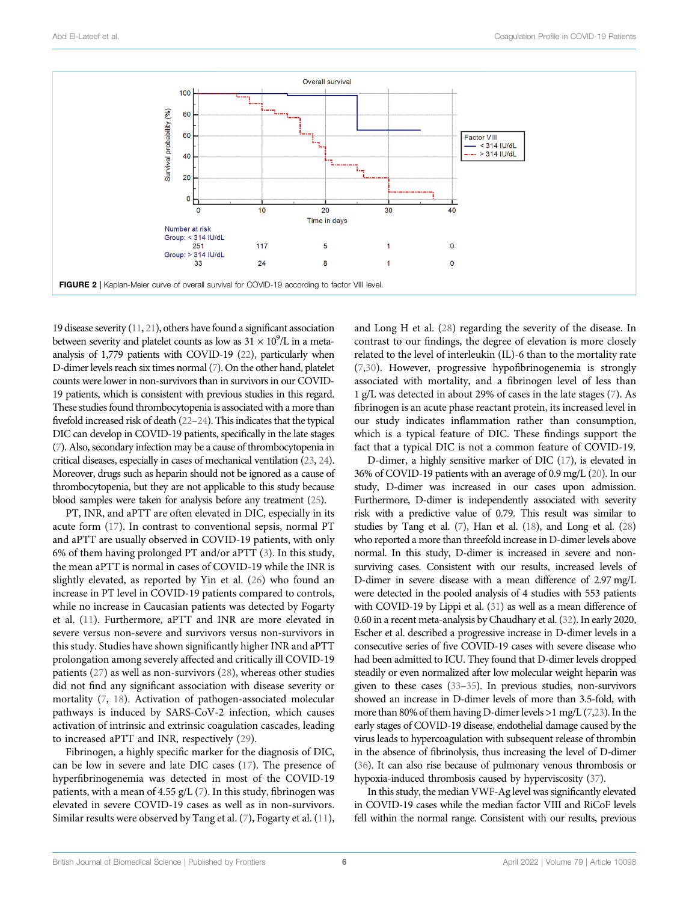FIGURE 2 | Kaplan-Meier curve of overall survival for COVID-19 according to factor VIII level.

19 disease severity (11, 21), others have found a significant association between severity and platelet counts as low as 31 × $10^9$/L in a meta-analysis of 1,779 patients with COVID-19 (22), particularly when D-dimer levels reach six times normal (7). On the other hand, platelet counts were lower in non-survivors than in survivors in our COVID-19 patients, which is consistent with previous studies in this regard. These studies found thrombocytopenia is associated with a more than fivefold increased risk of death (22–24). This indicates that the typical DIC can develop in COVID-19 patients, specifically in the late stages (7). Also, secondary infection may be a cause of thrombocytopenia in critical diseases, especially in cases of mechanical ventilation (23, 24). Moreover, drugs such as heparin should not be ignored as a cause of thrombocytopenia, but they are not applicable to this study because blood samples were taken for analysis before any treatment (25).

PT, INR, and aPTT are often elevated in DIC, especially in its acute form (17). In contrast to conventional sepsis, normal PT and aPTT are usually observed in COVID-19 patients, with only 6% of them having prolonged PT and/or aPTT (3). In this study, the mean aPTT is normal in cases of COVID-19 while the INR is slightly elevated, as reported by Yin et al. (26) who found an increase in PT level in COVID-19 patients compared to controls, while no increase in Caucasian patients was detected by Fogarty et al. (11). Furthermore, aPTT and INR are more elevated in severe versus non-severe and survivors versus non-survivors in this study. Studies have shown significantly higher INR and aPTT prolongation among severely affected and critically ill COVID-19 patients (27) as well as non-survivors (28), whereas other studies did not find any significant association with disease severity or mortality (7, 18). Activation of pathogen-associated molecular pathways is induced by SARS-CoV-2 infection, which causes activation of intrinsic and extrinsic coagulation cascades, leading to increased aPTT and INR, respectively (29).

Fibrinogen, a highly specific marker for the diagnosis of DIC, can be low in severe and late DIC cases (17). The presence of hyperfibrinogenemia was detected in most of the COVID-19 patients, with a mean of 4.55 g/L (7). In this study, fibrinogen was elevated in severe COVID-19 cases as well as in non-survivors. Similar results were observed by Tang et al. (7), Fogarty et al. (11), and Long H et al. (28) regarding the severity of the disease. In contrast to our findings, the degree of elevation is more closely related to the level of interleukin (IL)-6 than to the mortality rate (7,30). However, progressive hypofibrinogenemia is strongly associated with mortality, and a fibrinogen level of less than 1 g/L was detected in about 29% of cases in the late stages (7). As fibrinogen is an acute phase reactant protein, its increased level in our study indicates inflammation rather than consumption, which is a typical feature of DIC. These findings support the fact that a typical DIC is not a common feature of COVID-19.

D-dimer, a highly sensitive marker of DIC (17), is elevated in 36% of COVID-19 patients with an average of 0.9 mg/L (20). In our study, D-dimer was increased in our cases upon admission. Furthermore, D-dimer is independently associated with severity risk with a predictive value of 0.79. This result was similar to studies by Tang et al. (7), Han et al. (18), and Long et al. (28) who reported a more than threefold increase in D-dimer levels above normal. In this study, D-dimer is increased in severe and non-surviving cases. Consistent with our results, increased levels of D-dimer in severe disease with a mean difference of 2.97 mg/L were detected in the pooled analysis of 4 studies with 553 patients with COVID-19 by Lippi et al. (31) as well as a mean difference of 0.60 in a recent meta-analysis by Chaudhary et al. (32). In early 2020, Escher et al. described a progressive increase in D-dimer levels in a consecutive series of five COVID-19 cases with severe disease who had been admitted to ICU. They found that D-dimer levels dropped steadily or even normalized after low molecular weight heparin was given to these cases (33–35). In previous studies, non-survivors showed an increase in D-dimer levels of more than 3.5-fold, with more than 80% of them having D-dimer levels >1 mg/L (7,23). In the early stages of COVID-19 disease, endothelial damage caused by the virus leads to hypercoagulation with subsequent release of thrombin in the absence of fibrinolysis, thus increasing the level of D-dimer (36). It can also rise because of pulmonary venous thrombosis or hypoxia-induced thrombosis caused by hyperviscosity (37).

In this study, the median VWF-Ag level was significantly elevated in COVID-19 cases while the median factor VIII and RiCoF levels fell within the normal range. Consistent with our results, previous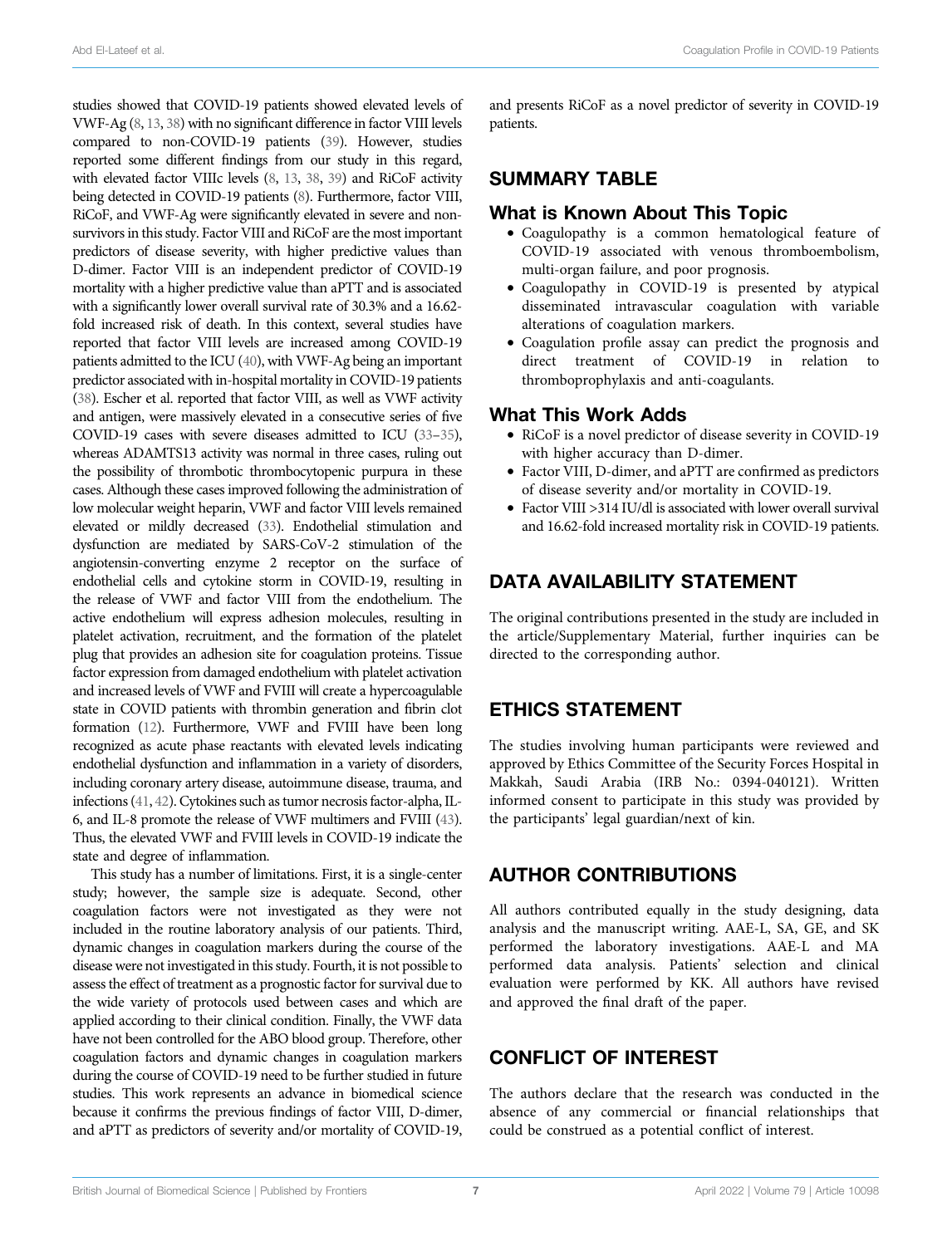studies showed that COVID-19 patients showed elevated levels of VWF-Ag (8, 13, 38) with no significant difference in factor VIII levels compared to non-COVID-19 patients (39). However, studies reported some different findings from our study in this regard, with elevated factor VIIIc levels (8, 13, 38, 39) and RiCoF activity being detected in COVID-19 patients (8). Furthermore, factor VIII, RiCoF, and VWF-Ag were significantly elevated in severe and non-survivors in this study. Factor VIII and RiCoF are the most important predictors of disease severity, with higher predictive values than D-dimer. Factor VIII is an independent predictor of COVID-19 mortality with a higher predictive value than aPTT and is associated with a significantly lower overall survival rate of 30.3% and a 16.62-fold increased risk of death. In this context, several studies have reported that factor VIII levels are increased among COVID-19 patients admitted to the ICU (40), with VWF-Ag being an important predictor associated with in-hospital mortality in COVID-19 patients (38). Escher et al. reported that factor VIII, as well as VWF activity and antigen, were massively elevated in a consecutive series of five COVID-19 cases with severe diseases admitted to ICU (33–35), whereas ADAMTS13 activity was normal in three cases, ruling out the possibility of thrombotic thrombocytopenic purpura in these cases. Although these cases improved following the administration of low molecular weight heparin, VWF and factor VIII levels remained elevated or mildly decreased (33). Endothelial stimulation and dysfunction are mediated by SARS-CoV-2 stimulation of the angiotensin-converting enzyme 2 receptor on the surface of endothelial cells and cytokine storm in COVID-19, resulting in the release of VWF and factor VIII from the endothelium. The active endothelium will express adhesion molecules, resulting in platelet activation, recruitment, and the formation of the platelet plug that provides an adhesion site for coagulation proteins. Tissue factor expression from damaged endothelium with platelet activation and increased levels of VWF and FVIII will create a hypercoagulable state in COVID patients with thrombin generation and fibrin clot formation (12). Furthermore, VWF and FVIII have been long recognized as acute phase reactants with elevated levels indicating endothelial dysfunction and inflammation in a variety of disorders, including coronary artery disease, autoimmune disease, trauma, and infections (41, 42). Cytokines such as tumor necrosis factor-alpha, IL-6, and IL-8 promote the release of VWF multimers and FVIII (43). Thus, the elevated VWF and FVIII levels in COVID-19 indicate the state and degree of inflammation.

This study has a number of limitations. First, it is a single-center study; however, the sample size is adequate. Second, other coagulation factors were not investigated as they were not included in the routine laboratory analysis of our patients. Third, dynamic changes in coagulation markers during the course of the disease were not investigated in this study. Fourth, it is not possible to assess the effect of treatment as a prognostic factor for survival due to the wide variety of protocols used between cases and which are applied according to their clinical condition. Finally, the VWF data have not been controlled for the ABO blood group. Therefore, other coagulation factors and dynamic changes in coagulation markers during the course of COVID-19 need to be further studied in future studies. This work represents an advance in biomedical science because it confirms the previous findings of factor VIII, D-dimer, and aPTT as predictors of severity and/or mortality of COVID-19, and presents RiCoF as a novel predictor of severity in COVID-19 patients.

## SUMMARY TABLE

### What is Known About This Topic

- Coagulopathy is a common hematological feature of COVID-19 associated with venous thromboembolism, multi-organ failure, and poor prognosis.
- Coagulopathy in COVID-19 is presented by atypical disseminated intravascular coagulation with variable alterations of coagulation markers.
- Coagulation profile assay can predict the prognosis and direct treatment of COVID-19 in relation to thromboprophylaxis and anti-coagulants.

### What This Work Adds

- RiCoF is a novel predictor of disease severity in COVID-19 with higher accuracy than D-dimer.
- Factor VIII, D-dimer, and aPTT are confirmed as predictors of disease severity and/or mortality in COVID-19.
- Factor VIII >314 IU/dl is associated with lower overall survival and 16.62-fold increased mortality risk in COVID-19 patients.

## DATA AVAILABILITY STATEMENT

The original contributions presented in the study are included in the article/Supplementary Material, further inquiries can be directed to the corresponding author.

## ETHICS STATEMENT

The studies involving human participants were reviewed and approved by Ethics Committee of the Security Forces Hospital in Makkah, Saudi Arabia (IRB No.: 0394-040121). Written informed consent to participate in this study was provided by the participants' legal guardian/next of kin.

## AUTHOR CONTRIBUTIONS

All authors contributed equally in the study designing, data analysis and the manuscript writing. AAE-L, SA, GE, and SK performed the laboratory investigations. AAE-L and MA performed data analysis. Patients' selection and clinical evaluation were performed by KK. All authors have revised and approved the final draft of the paper.

## CONFLICT OF INTEREST

The authors declare that the research was conducted in the absence of any commercial or financial relationships that could be construed as a potential conflict of interest.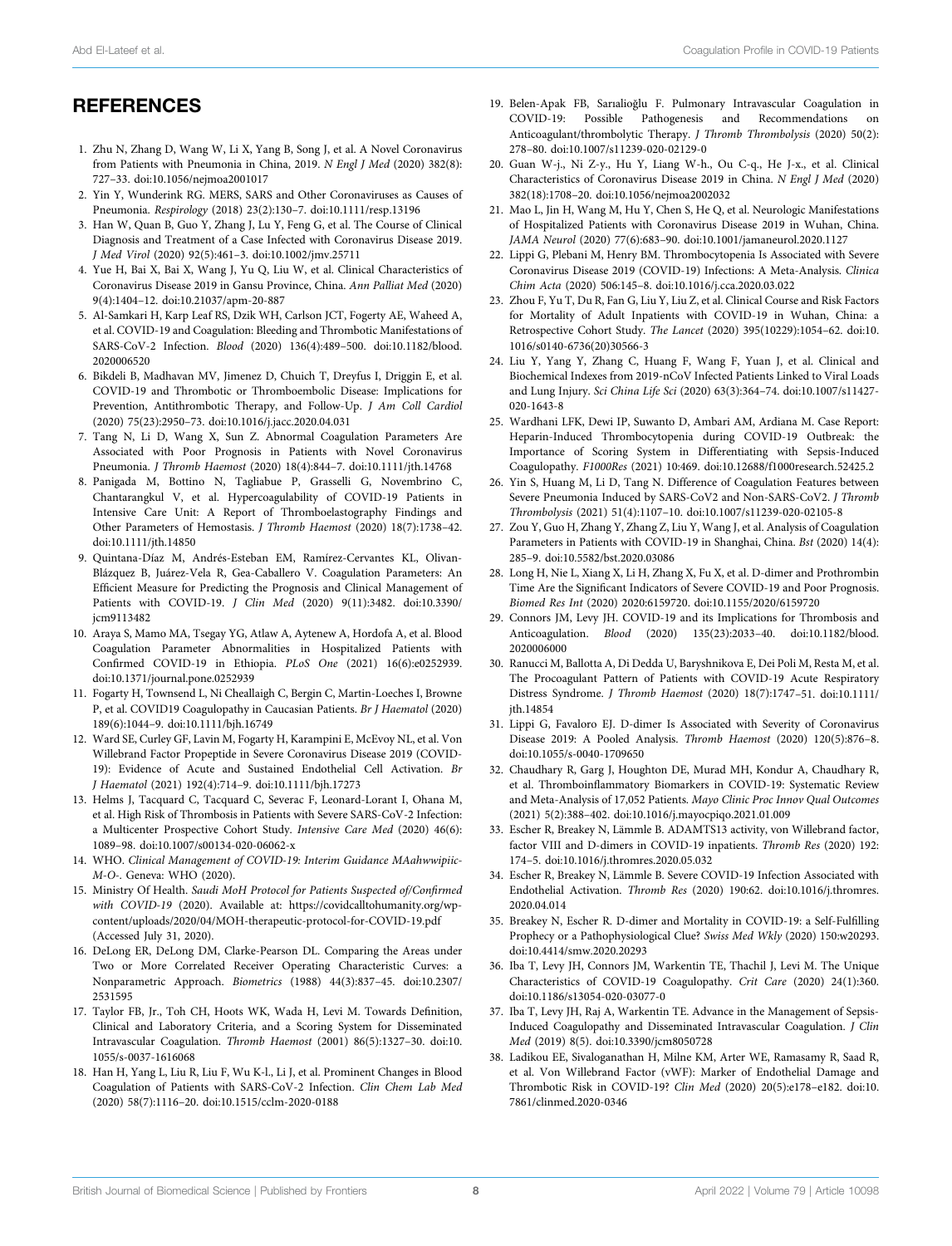## REFERENCES

1. Zhu N, Zhang D, Wang W, Li X, Yang B, Song J, et al. A Novel Coronavirus from Patients with Pneumonia in China, 2019. *N Engl J Med* (2020) 382(8): 727–33. doi:10.1056/nejmoa2001017
2. Yin Y, Wunderink RG. MERS, SARS and Other Coronaviruses as Causes of Pneumonia. *Respirology* (2018) 23(2):130–7. doi:10.1111/resp.13196
3. Han W, Quan B, Guo Y, Zhang J, Lu Y, Feng G, et al. The Course of Clinical Diagnosis and Treatment of a Case Infected with Coronavirus Disease 2019. *J Med Virol* (2020) 92(5):461–3. doi:10.1002/jmv.25711
4. Yue H, Bai X, Bai X, Wang J, Yu Q, Liu W, et al. Clinical Characteristics of Coronavirus Disease 2019 in Gansu Province, China. *Ann Palliat Med* (2020) 9(4):1404–12. doi:10.21037/apm-20-887
5. Al-Samkari H, Karp Leaf RS, Dzik WH, Carlson JCT, Fogerty AE, Waheed A, et al. COVID-19 and Coagulation: Bleeding and Thrombotic Manifestations of SARS-CoV-2 Infection. *Blood* (2020) 136(4):489–500. doi:10.1182/blood.2020006520
6. Bikdeli B, Madhavan MV, Jimenez D, Chuich T, Dreyfus I, Driggin E, et al. COVID-19 and Thrombotic or Thromboembolic Disease: Implications for Prevention, Antithrombotic Therapy, and Follow-Up. *J Am Coll Cardiol* (2020) 75(23):2950–73. doi:10.1016/j.jacc.2020.04.031
7. Tang N, Li D, Wang X, Sun Z. Abnormal Coagulation Parameters Are Associated with Poor Prognosis in Patients with Novel Coronavirus Pneumonia. *J Thromb Haemost* (2020) 18(4):844–7. doi:10.1111/jth.14768
8. Panigada M, Bottino N, Tagliabue P, Grasselli G, Novembrino C, Chantarangkul V, et al. Hypercoagulability of COVID-19 Patients in Intensive Care Unit: A Report of Thromboelastography Findings and Other Parameters of Hemostasis. *J Thromb Haemost* (2020) 18(7):1738–42. doi:10.1111/jth.14850
9. Quintana-Díaz M, Andrés-Esteban EM, Ramírez-Cervantes KL, Olivan-Blázquez B, Juárez-Vela R, Gea-Caballero V. Coagulation Parameters: An Efficient Measure for Predicting the Prognosis and Clinical Management of Patients with COVID-19. *J Clin Med* (2020) 9(11):3482. doi:10.3390/jcm9113482
10. Araya S, Mamo MA, Tsegay YG, Atlaw A, Aytenew A, Hordofa A, et al. Blood Coagulation Parameter Abnormalities in Hospitalized Patients with Confirmed COVID-19 in Ethiopia. *PLoS One* (2021) 16(6):e0252939. doi:10.1371/journal.pone.0252939
11. Fogarty H, Townsend L, Ni Cheallaigh C, Bergin C, Martin-Loeches I, Browne P, et al. COVID19 Coagulopathy in Caucasian Patients. *Br J Haematol* (2020) 189(6):1044–9. doi:10.1111/bjh.16749
12. Ward SE, Curley GF, Lavin M, Fogarty H, Karampini E, McEvoy NL, et al. Von Willebrand Factor Propeptide in Severe Coronavirus Disease 2019 (COVID-19): Evidence of Acute and Sustained Endothelial Cell Activation. *Br J Haematol* (2021) 192(4):714–9. doi:10.1111/bjh.17273
13. Helms J, Tacquard C, Tacquard C, Severac F, Leonard-Lorant I, Ohana M, et al. High Risk of Thrombosis in Patients with Severe SARS-CoV-2 Infection: a Multicenter Prospective Cohort Study. *Intensive Care Med* (2020) 46(6): 1089–98. doi:10.1007/s00134-020-06062-x
14. WHO. *Clinical Management of COVID-19: Interim Guidance MAahwwipiic-M-O-*. Geneva: WHO (2020).
15. Ministry Of Health. *Saudi MoH Protocol for Patients Suspected of/Confirmed with COVID-19* (2020). Available at: https://covidcalltohumanity.org/wp-content/uploads/2020/04/MOH-therapeutic-protocol-for-COVID-19.pdf (Accessed July 31, 2020).
16. DeLong ER, DeLong DM, Clarke-Pearson DL. Comparing the Areas under Two or More Correlated Receiver Operating Characteristic Curves: a Nonparametric Approach. *Biometrics* (1988) 44(3):837–45. doi:10.2307/2531595
17. Taylor FB, Jr., Toh CH, Hoots WK, Wada H, Levi M. Towards Definition, Clinical and Laboratory Criteria, and a Scoring System for Disseminated Intravascular Coagulation. *Thromb Haemost* (2001) 86(5):1327–30. doi:10.1055/s-0037-1616068
18. Han H, Yang L, Liu R, Liu F, Wu K-l., Li J, et al. Prominent Changes in Blood Coagulation of Patients with SARS-CoV-2 Infection. *Clin Chem Lab Med* (2020) 58(7):1116–20. doi:10.1515/cclm-2020-0188
19. Belen-Apak FB, Sarıalioğlu F. Pulmonary Intravascular Coagulation in COVID-19: Possible Pathogenesis and Recommendations on Anticoagulant/thrombolytic Therapy. *J Thromb Thrombolysis* (2020) 50(2): 278–80. doi:10.1007/s11239-020-02129-0
20. Guan W-j., Ni Z-y., Hu Y, Liang W-h., Ou C-q., He J-x., et al. Clinical Characteristics of Coronavirus Disease 2019 in China. *N Engl J Med* (2020) 382(18):1708–20. doi:10.1056/nejmoa2002032
21. Mao L, Jin H, Wang M, Hu Y, Chen S, He Q, et al. Neurologic Manifestations of Hospitalized Patients with Coronavirus Disease 2019 in Wuhan, China. *JAMA Neurol* (2020) 77(6):683–90. doi:10.1001/jamaneurol.2020.1127
22. Lippi G, Plebani M, Henry BM. Thrombocytopenia Is Associated with Severe Coronavirus Disease 2019 (COVID-19) Infections: A Meta-Analysis. *Clinica Chim Acta* (2020) 506:145–8. doi:10.1016/j.cca.2020.03.022
23. Zhou F, Yu T, Du R, Fan G, Liu Y, Liu Z, et al. Clinical Course and Risk Factors for Mortality of Adult Inpatients with COVID-19 in Wuhan, China: a Retrospective Cohort Study. *The Lancet* (2020) 395(10229):1054–62. doi:10.1016/s0140-6736(20)30566-3
24. Liu Y, Yang Y, Zhang C, Huang F, Wang F, Yuan J, et al. Clinical and Biochemical Indexes from 2019-nCoV Infected Patients Linked to Viral Loads and Lung Injury. *Sci China Life Sci* (2020) 63(3):364–74. doi:10.1007/s11427-020-1643-8
25. Wardhani LFK, Dewi IP, Suwanto D, Ambari AM, Ardiana M. Case Report: Heparin-Induced Thrombocytopenia during COVID-19 Outbreak: the Importance of Scoring System in Differentiating with Sepsis-Induced Coagulopathy. *F1000Res* (2021) 10:469. doi:10.12688/f1000research.52425.2
26. Yin S, Huang M, Li D, Tang N. Difference of Coagulation Features between Severe Pneumonia Induced by SARS-CoV2 and Non-SARS-CoV2. *J Thromb Thrombolysis* (2021) 51(4):1107–10. doi:10.1007/s11239-020-02105-8
27. Zou Y, Guo H, Zhang Y, Zhang Z, Liu Y, Wang J, et al. Analysis of Coagulation Parameters in Patients with COVID-19 in Shanghai, China. *Bst* (2020) 14(4): 285–9. doi:10.5582/bst.2020.03086
28. Long H, Nie L, Xiang X, Li H, Zhang X, Fu X, et al. D-dimer and Prothrombin Time Are the Significant Indicators of Severe COVID-19 and Poor Prognosis. *Biomed Res Int* (2020) 2020:6159720. doi:10.1155/2020/6159720
29. Connors JM, Levy JH. COVID-19 and its Implications for Thrombosis and Anticoagulation. *Blood* (2020) 135(23):2033–40. doi:10.1182/blood.2020006000
30. Ranucci M, Ballotta A, Di Dedda U, Baryshnikova E, Dei Poli M, Resta M, et al. The Procoagulant Pattern of Patients with COVID-19 Acute Respiratory Distress Syndrome. *J Thromb Haemost* (2020) 18(7):1747–51. doi:10.1111/jth.14854
31. Lippi G, Favaloro EJ. D-dimer Is Associated with Severity of Coronavirus Disease 2019: A Pooled Analysis. *Thromb Haemost* (2020) 120(5):876–8. doi:10.1055/s-0040-1709650
32. Chaudhary R, Garg J, Houghton DE, Murad MH, Kondur A, Chaudhary R, et al. Thromboinflammatory Biomarkers in COVID-19: Systematic Review and Meta-Analysis of 17,052 Patients. *Mayo Clinic Proc Innov Qual Outcomes* (2021) 5(2):388–402. doi:10.1016/j.mayocpiqo.2021.01.009
33. Escher R, Breakey N, Lämmle B. ADAMTS13 activity, von Willebrand factor, factor VIII and D-dimers in COVID-19 inpatients. *Thromb Res* (2020) 192: 174–5. doi:10.1016/j.thromres.2020.05.032
34. Escher R, Breakey N, Lämmle B. Severe COVID-19 Infection Associated with Endothelial Activation. *Thromb Res* (2020) 190:62. doi:10.1016/j.thromres.2020.04.014
35. Breakey N, Escher R. D-dimer and Mortality in COVID-19: a Self-Fulfilling Prophecy or a Pathophysiological Clue? *Swiss Med Wkly* (2020) 150:w20293. doi:10.4414/smw.2020.20293
36. Iba T, Levy JH, Connors JM, Warkentin TE, Thachil J, Levi M. The Unique Characteristics of COVID-19 Coagulopathy. *Crit Care* (2020) 24(1):360. doi:10.1186/s13054-020-03077-0
37. Iba T, Levy JH, Raj A, Warkentin TE. Advance in the Management of Sepsis-Induced Coagulopathy and Disseminated Intravascular Coagulation. *J Clin Med* (2019) 8(5). doi:10.3390/jcm8050728
38. Ladikou EE, Sivaloganathan H, Milne KM, Arter WE, Ramasamy R, Saad R, et al. Von Willebrand Factor (vWF): Marker of Endothelial Damage and Thrombotic Risk in COVID-19? *Clin Med* (2020) 20(5):e178–e182. doi:10.7861/clinmed.2020-0346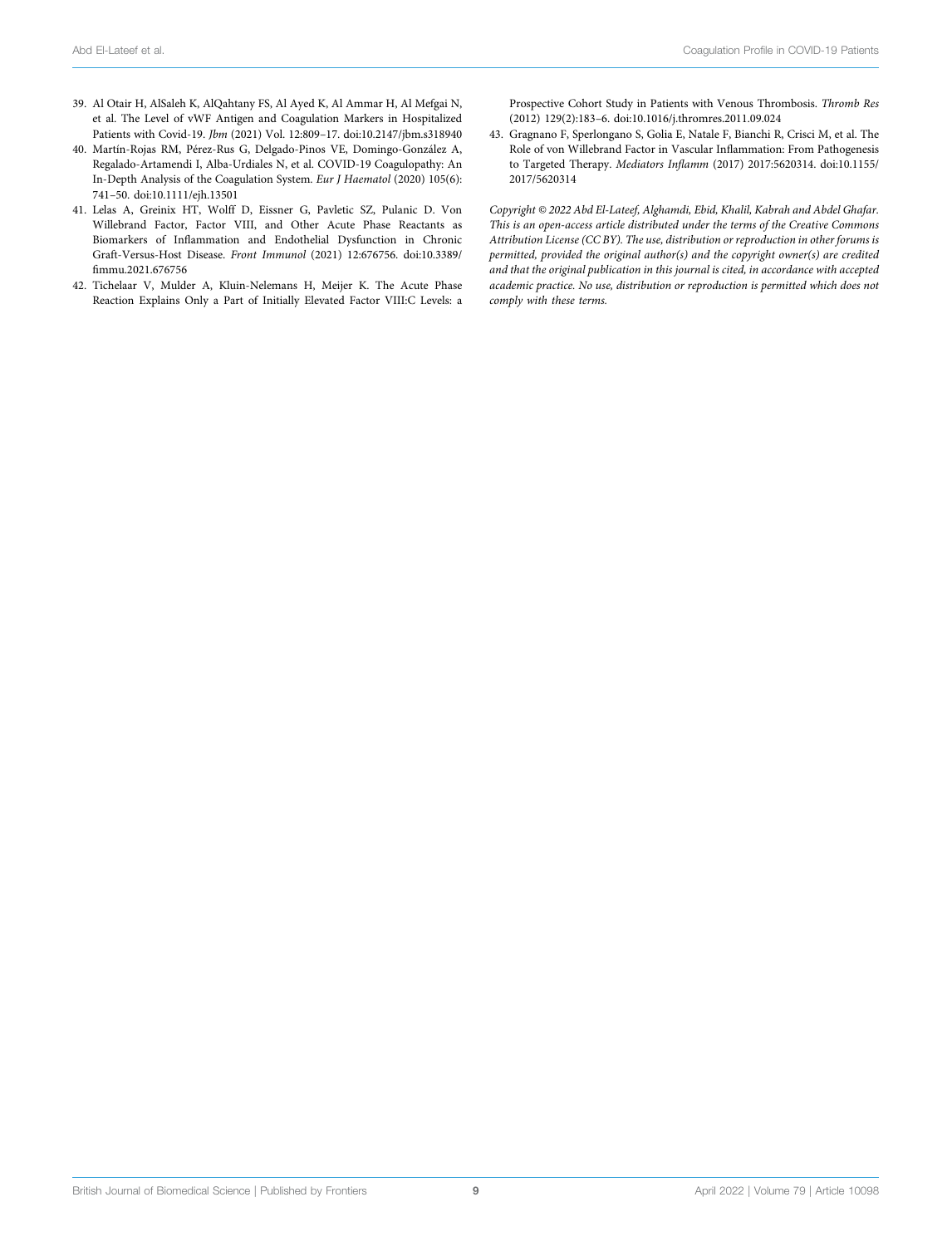39. Al Otair H, AlSaleh K, AlQahtany FS, Al Ayed K, Al Ammar H, Al Mefgai N, et al. The Level of vWF Antigen and Coagulation Markers in Hospitalized Patients with Covid-19. *Jbm* (2021) Vol. 12:809–17. doi:10.2147/jbm.s318940
40. Martín-Rojas RM, Pérez-Rus G, Delgado-Pinos VE, Domingo-González A, Regalado-Artamendi I, Alba-Urdiales N, et al. COVID-19 Coagulopathy: An In-Depth Analysis of the Coagulation System. *Eur J Haematol* (2020) 105(6): 741–50. doi:10.1111/ejh.13501
41. Lelas A, Greinix HT, Wolff D, Eissner G, Pavletic SZ, Pulanic D. Von Willebrand Factor, Factor VIII, and Other Acute Phase Reactants as Biomarkers of Inflammation and Endothelial Dysfunction in Chronic Graft-Versus-Host Disease. *Front Immunol* (2021) 12:676756. doi:10.3389/fimmu.2021.676756
42. Tichelaar V, Mulder A, Kluin-Nelemans H, Meijer K. The Acute Phase Reaction Explains Only a Part of Initially Elevated Factor VIII:C Levels: a Prospective Cohort Study in Patients with Venous Thrombosis. *Thromb Res* (2012) 129(2):183–6. doi:10.1016/j.thromres.2011.09.024
43. Gragnano F, Sperlongano S, Golia E, Natale F, Bianchi R, Crisci M, et al. The Role of von Willebrand Factor in Vascular Inflammation: From Pathogenesis to Targeted Therapy. *Mediators Inflamm* (2017) 2017:5620314. doi:10.1155/2017/5620314

*Copyright © 2022 Abd El-Lateef, Alghamdi, Ebid, Khalil, Kabrah and Abdel Ghafar. This is an open-access article distributed under the terms of the Creative Commons Attribution License (CC BY). The use, distribution or reproduction in other forums is permitted, provided the original author(s) and the copyright owner(s) are credited and that the original publication in this journal is cited, in accordance with accepted academic practice. No use, distribution or reproduction is permitted which does not comply with these terms.*